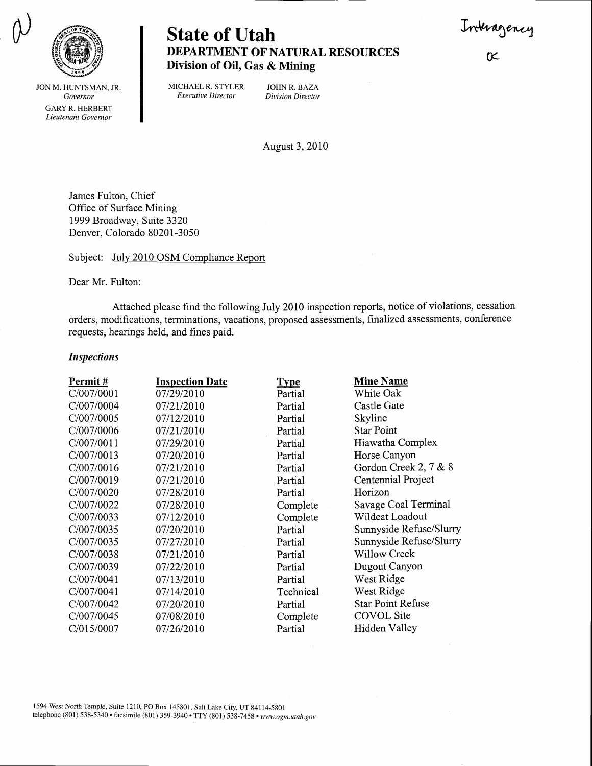# State of Utah

## DEPARTMENT OF NATURAL RESOURCES

### Division of Oil, Gas & Mining

Interagency

JON M. HUNTSMAN, JR.
*Governor*

GARY R. HERBERT
*Lieutenant Governor*

MICHAEL R. STYLER
*Executive Director*

JOHN R. BAZA
*Division Director*

August 3, 2010

James Fulton, Chief
Office of Surface Mining
1999 Broadway, Suite 3320
Denver, Colorado 80201-3050

Subject: July 2010 OSM Compliance Report

Dear Mr. Fulton:

Attached please find the following July 2010 inspection reports, notice of violations, cessation orders, modifications, terminations, vacations, proposed assessments, finalized assessments, conference requests, hearings held, and fines paid.

***Inspections***

| Permit # | Inspection Date | Type | Mine Name |
|---|---|---|---|
| C/007/0001 | 07/29/2010 | Partial | White Oak |
| C/007/0004 | 07/21/2010 | Partial | Castle Gate |
| C/007/0005 | 07/12/2010 | Partial | Skyline |
| C/007/0006 | 07/21/2010 | Partial | Star Point |
| C/007/0011 | 07/29/2010 | Partial | Hiawatha Complex |
| C/007/0013 | 07/20/2010 | Partial | Horse Canyon |
| C/007/0016 | 07/21/2010 | Partial | Gordon Creek 2, 7 & 8 |
| C/007/0019 | 07/21/2010 | Partial | Centennial Project |
| C/007/0020 | 07/28/2010 | Partial | Horizon |
| C/007/0022 | 07/28/2010 | Complete | Savage Coal Terminal |
| C/007/0033 | 07/12/2010 | Complete | Wildcat Loadout |
| C/007/0035 | 07/20/2010 | Partial | Sunnyside Refuse/Slurry |
| C/007/0035 | 07/27/2010 | Partial | Sunnyside Refuse/Slurry |
| C/007/0038 | 07/21/2010 | Partial | Willow Creek |
| C/007/0039 | 07/22/2010 | Partial | Dugout Canyon |
| C/007/0041 | 07/13/2010 | Partial | West Ridge |
| C/007/0041 | 07/14/2010 | Technical | West Ridge |
| C/007/0042 | 07/20/2010 | Partial | Star Point Refuse |
| C/007/0045 | 07/08/2010 | Complete | COVOL Site |
| C/015/0007 | 07/26/2010 | Partial | Hidden Valley |

1594 West North Temple, Suite 1210, PO Box 145801, Salt Lake City, UT 84114-5801
telephone (801) 538-5340 • facsimile (801) 359-3940 • TTY (801) 538-7458 • *www.ogm.utah.gov*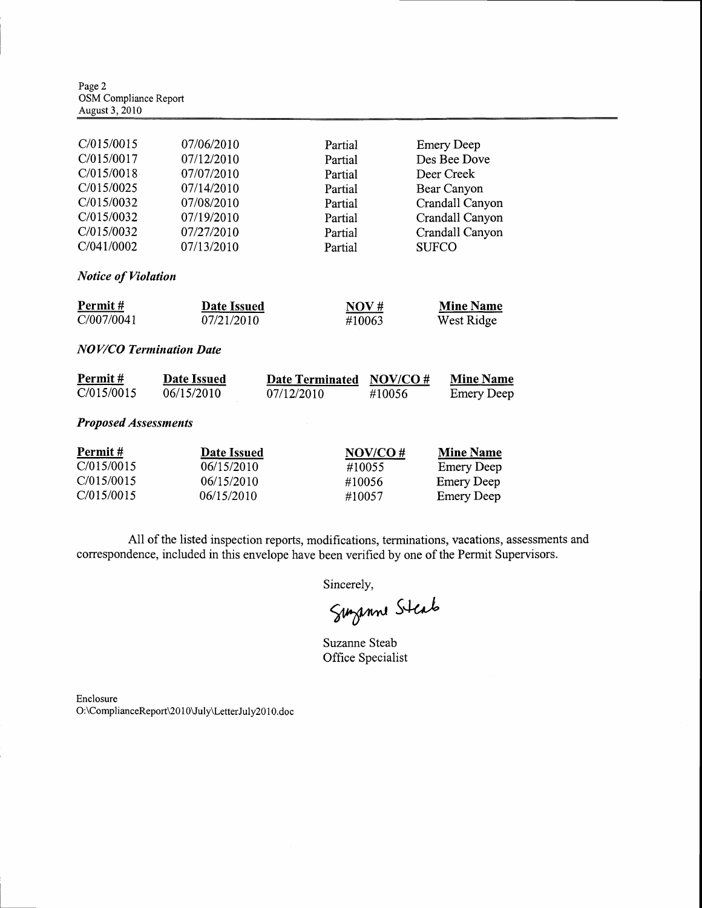| | | | |
|---|---|---|---|
| C/015/0015 | 07/06/2010 | Partial | Emery Deep |
| C/015/0017 | 07/12/2010 | Partial | Des Bee Dove |
| C/015/0018 | 07/07/2010 | Partial | Deer Creek |
| C/015/0025 | 07/14/2010 | Partial | Bear Canyon |
| C/015/0032 | 07/08/2010 | Partial | Crandall Canyon |
| C/015/0032 | 07/19/2010 | Partial | Crandall Canyon |
| C/015/0032 | 07/27/2010 | Partial | Crandall Canyon |
| C/041/0002 | 07/13/2010 | Partial | SUFCO |

***Notice of Violation***

| Permit # | Date Issued | NOV # | Mine Name |
|---|---|---|---|
| C/007/0041 | 07/21/2010 | #10063 | West Ridge |

***NOV/CO Termination Date***

| Permit # | Date Issued | Date Terminated | NOV/CO # | Mine Name |
|---|---|---|---|---|
| C/015/0015 | 06/15/2010 | 07/12/2010 | #10056 | Emery Deep |

***Proposed Assessments***

| Permit # | Date Issued | NOV/CO # | Mine Name |
|---|---|---|---|
| C/015/0015 | 06/15/2010 | #10055 | Emery Deep |
| C/015/0015 | 06/15/2010 | #10056 | Emery Deep |
| C/015/0015 | 06/15/2010 | #10057 | Emery Deep |

All of the listed inspection reports, modifications, terminations, vacations, assessments and correspondence, included in this envelope have been verified by one of the Permit Supervisors.

Sincerely,

Suzanne Steab

Suzanne Steab
Office Specialist

Enclosure
O:\ComplianceReport\2010\July\LetterJuly2010.doc